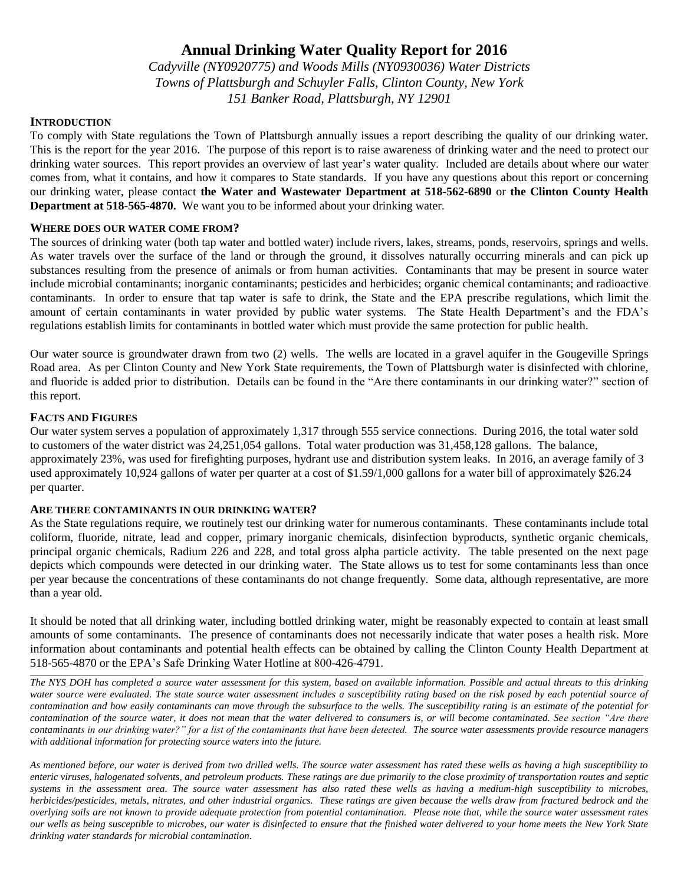# Annual Drinking Water Quality Report for 2016

*Cadyville (NY0920775) and Woods Mills (NY0930036) Water Districts*
*Towns of Plattsburgh and Schuyler Falls, Clinton County, New York*
*151 Banker Road, Plattsburgh, NY 12901*

## INTRODUCTION

To comply with State regulations the Town of Plattsburgh annually issues a report describing the quality of our drinking water. This is the report for the year 2016. The purpose of this report is to raise awareness of drinking water and the need to protect our drinking water sources. This report provides an overview of last year's water quality. Included are details about where our water comes from, what it contains, and how it compares to State standards. If you have any questions about this report or concerning our drinking water, please contact **the Water and Wastewater Department at 518-562-6890** or **the Clinton County Health Department at 518-565-4870.** We want you to be informed about your drinking water.

## WHERE DOES OUR WATER COME FROM?

The sources of drinking water (both tap water and bottled water) include rivers, lakes, streams, ponds, reservoirs, springs and wells. As water travels over the surface of the land or through the ground, it dissolves naturally occurring minerals and can pick up substances resulting from the presence of animals or from human activities. Contaminants that may be present in source water include microbial contaminants; inorganic contaminants; pesticides and herbicides; organic chemical contaminants; and radioactive contaminants. In order to ensure that tap water is safe to drink, the State and the EPA prescribe regulations, which limit the amount of certain contaminants in water provided by public water systems. The State Health Department's and the FDA's regulations establish limits for contaminants in bottled water which must provide the same protection for public health.

Our water source is groundwater drawn from two (2) wells. The wells are located in a gravel aquifer in the Gougeville Springs Road area. As per Clinton County and New York State requirements, the Town of Plattsburgh water is disinfected with chlorine, and fluoride is added prior to distribution. Details can be found in the "Are there contaminants in our drinking water?" section of this report.

## FACTS AND FIGURES

Our water system serves a population of approximately 1,317 through 555 service connections. During 2016, the total water sold to customers of the water district was 24,251,054 gallons. Total water production was 31,458,128 gallons. The balance, approximately 23%, was used for firefighting purposes, hydrant use and distribution system leaks. In 2016, an average family of 3 used approximately 10,924 gallons of water per quarter at a cost of $1.59/1,000 gallons for a water bill of approximately $26.24 per quarter.

## ARE THERE CONTAMINANTS IN OUR DRINKING WATER?

As the State regulations require, we routinely test our drinking water for numerous contaminants. These contaminants include total coliform, fluoride, nitrate, lead and copper, primary inorganic chemicals, disinfection byproducts, synthetic organic chemicals, principal organic chemicals, Radium 226 and 228, and total gross alpha particle activity. The table presented on the next page depicts which compounds were detected in our drinking water. The State allows us to test for some contaminants less than once per year because the concentrations of these contaminants do not change frequently. Some data, although representative, are more than a year old.

It should be noted that all drinking water, including bottled drinking water, might be reasonably expected to contain at least small amounts of some contaminants. The presence of contaminants does not necessarily indicate that water poses a health risk. More information about contaminants and potential health effects can be obtained by calling the Clinton County Health Department at 518-565-4870 or the EPA's Safe Drinking Water Hotline at 800-426-4791.

*The NYS DOH has completed a source water assessment for this system, based on available information. Possible and actual threats to this drinking water source were evaluated. The state source water assessment includes a susceptibility rating based on the risk posed by each potential source of contamination and how easily contaminants can move through the subsurface to the wells. The susceptibility rating is an estimate of the potential for contamination of the source water, it does not mean that the water delivered to consumers is, or will become contaminated. See section "Are there contaminants in our drinking water?" for a list of the contaminants that have been detected. The source water assessments provide resource managers with additional information for protecting source waters into the future.*

*As mentioned before, our water is derived from two drilled wells. The source water assessment has rated these wells as having a high susceptibility to enteric viruses, halogenated solvents, and petroleum products. These ratings are due primarily to the close proximity of transportation routes and septic systems in the assessment area. The source water assessment has also rated these wells as having a medium-high susceptibility to microbes, herbicides/pesticides, metals, nitrates, and other industrial organics. These ratings are given because the wells draw from fractured bedrock and the overlying soils are not known to provide adequate protection from potential contamination. Please note that, while the source water assessment rates our wells as being susceptible to microbes, our water is disinfected to ensure that the finished water delivered to your home meets the New York State drinking water standards for microbial contamination.*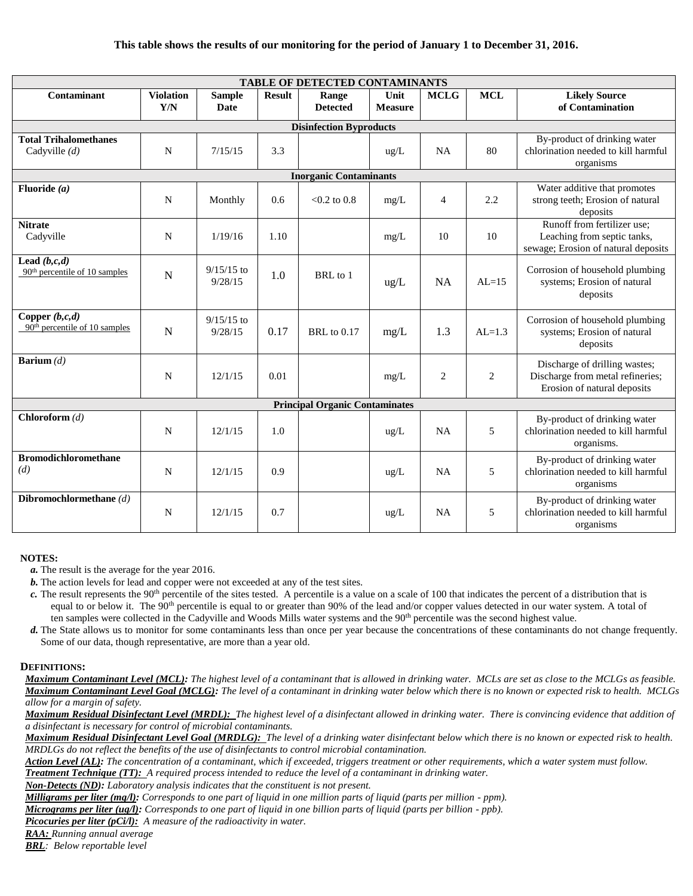**This table shows the results of our monitoring for the period of January 1 to December 31, 2016.**

| TABLE OF DETECTED CONTAMINANTS | | | | | | | | |
|---|---|---|---|---|---|---|---|---|
| **Contaminant** | **Violation Y/N** | **Sample Date** | **Result** | **Range Detected** | **Unit Measure** | **MCLG** | **MCL** | **Likely Source of Contamination** |
| **Disinfection Byproducts** | | | | | | | | |
| **Total Trihalomethanes** Cadyville *(d)* | N | 7/15/15 | 3.3 | | ug/L | NA | 80 | By-product of drinking water chlorination needed to kill harmful organisms |
| **Inorganic Contaminants** | | | | | | | | |
| **Fluoride *(a)*** | N | Monthly | 0.6 | <0.2 to 0.8 | mg/L | 4 | 2.2 | Water additive that promotes strong teeth; Erosion of natural deposits |
| **Nitrate** Cadyville | N | 1/19/16 | 1.10 | | mg/L | 10 | 10 | Runoff from fertilizer use; Leaching from septic tanks, sewage; Erosion of natural deposits |
| **Lead *(b,c,d)*** 90th percentile of 10 samples | N | 9/15/15 to 9/28/15 | 1.0 | BRL to 1 | ug/L | NA | AL=15 | Corrosion of household plumbing systems; Erosion of natural deposits |
| **Copper *(b,c,d)*** 90th percentile of 10 samples | N | 9/15/15 to 9/28/15 | 0.17 | BRL to 0.17 | mg/L | 1.3 | AL=1.3 | Corrosion of household plumbing systems; Erosion of natural deposits |
| **Barium** *(d)* | N | 12/1/15 | 0.01 | | mg/L | 2 | 2 | Discharge of drilling wastes; Discharge from metal refineries; Erosion of natural deposits |
| **Principal Organic Contaminates** | | | | | | | | |
| **Chloroform** *(d)* | N | 12/1/15 | 1.0 | | ug/L | NA | 5 | By-product of drinking water chlorination needed to kill harmful organisms. |
| **Bromodichloromethane** *(d)* | N | 12/1/15 | 0.9 | | ug/L | NA | 5 | By-product of drinking water chlorination needed to kill harmful organisms |
| **Dibromochlormethane** *(d)* | N | 12/1/15 | 0.7 | | ug/L | NA | 5 | By-product of drinking water chlorination needed to kill harmful organisms |

**NOTES:**

- ***a.*** The result is the average for the year 2016.
- ***b.*** The action levels for lead and copper were not exceeded at any of the test sites.
- ***c.*** The result represents the 90th percentile of the sites tested. A percentile is a value on a scale of 100 that indicates the percent of a distribution that is equal to or below it. The 90th percentile is equal to or greater than 90% of the lead and/or copper values detected in our water system. A total of ten samples were collected in the Cadyville and Woods Mills water systems and the 90th percentile was the second highest value.
- ***d.*** The State allows us to monitor for some contaminants less than once per year because the concentrations of these contaminants do not change frequently. Some of our data, though representative, are more than a year old.

**DEFINITIONS:**

***Maximum Contaminant Level (MCL):*** *The highest level of a contaminant that is allowed in drinking water. MCLs are set as close to the MCLGs as feasible.*
***Maximum Contaminant Level Goal (MCLG):*** *The level of a contaminant in drinking water below which there is no known or expected risk to health. MCLGs allow for a margin of safety.*
***Maximum Residual Disinfectant Level (MRDL):*** *The highest level of a disinfectant allowed in drinking water. There is convincing evidence that addition of a disinfectant is necessary for control of microbial contaminants.*
***Maximum Residual Disinfectant Level Goal (MRDLG):*** *The level of a drinking water disinfectant below which there is no known or expected risk to health. MRDLGs do not reflect the benefits of the use of disinfectants to control microbial contamination.*
***Action Level (AL):*** *The concentration of a contaminant, which if exceeded, triggers treatment or other requirements, which a water system must follow.*
***Treatment Technique (TT):*** *A required process intended to reduce the level of a contaminant in drinking water.*
***Non-Detects (ND):*** *Laboratory analysis indicates that the constituent is not present.*
***Milligrams per liter (mg/l):*** *Corresponds to one part of liquid in one million parts of liquid (parts per million - ppm).*
***Micrograms per liter (ug/l):*** *Corresponds to one part of liquid in one billion parts of liquid (parts per billion - ppb).*
***Picocuries per liter (pCi/l):*** *A measure of the radioactivity in water.*
***RAA:*** *Running annual average*
***BRL****: Below reportable level*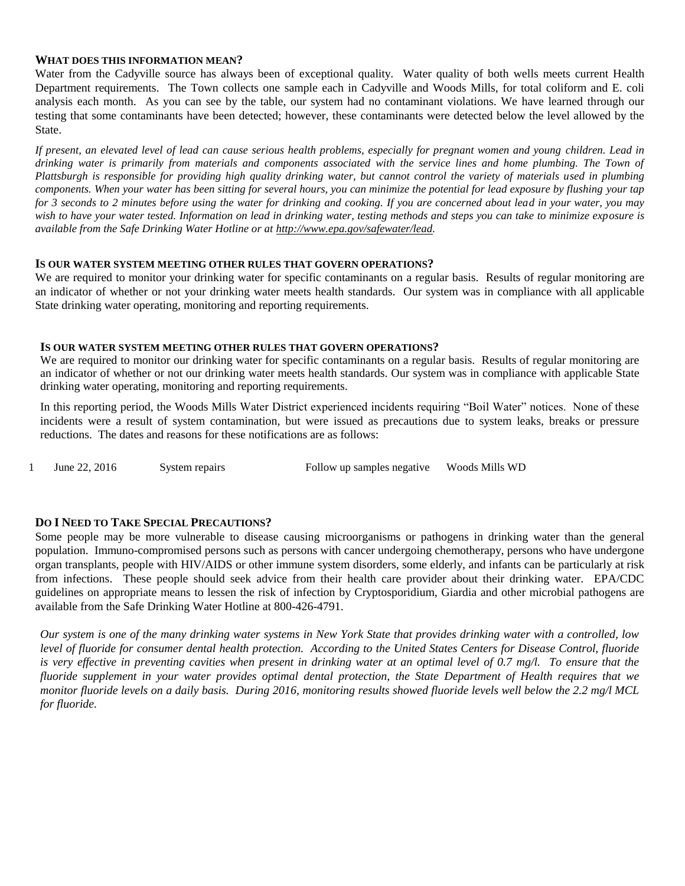### WHAT DOES THIS INFORMATION MEAN?

Water from the Cadyville source has always been of exceptional quality. Water quality of both wells meets current Health Department requirements. The Town collects one sample each in Cadyville and Woods Mills, for total coliform and E. coli analysis each month. As you can see by the table, our system had no contaminant violations. We have learned through our testing that some contaminants have been detected; however, these contaminants were detected below the level allowed by the State.

*If present, an elevated level of lead can cause serious health problems, especially for pregnant women and young children. Lead in drinking water is primarily from materials and components associated with the service lines and home plumbing. The Town of Plattsburgh is responsible for providing high quality drinking water, but cannot control the variety of materials used in plumbing components. When your water has been sitting for several hours, you can minimize the potential for lead exposure by flushing your tap for 3 seconds to 2 minutes before using the water for drinking and cooking. If you are concerned about lead in your water, you may wish to have your water tested. Information on lead in drinking water, testing methods and steps you can take to minimize exposure is available from the Safe Drinking Water Hotline or at http://www.epa.gov/safewater/lead.*

### IS OUR WATER SYSTEM MEETING OTHER RULES THAT GOVERN OPERATIONS?

We are required to monitor your drinking water for specific contaminants on a regular basis. Results of regular monitoring are an indicator of whether or not your drinking water meets health standards. Our system was in compliance with all applicable State drinking water operating, monitoring and reporting requirements.

### IS OUR WATER SYSTEM MEETING OTHER RULES THAT GOVERN OPERATIONS?

We are required to monitor our drinking water for specific contaminants on a regular basis. Results of regular monitoring are an indicator of whether or not our drinking water meets health standards. Our system was in compliance with applicable State drinking water operating, monitoring and reporting requirements.

In this reporting period, the Woods Mills Water District experienced incidents requiring "Boil Water" notices. None of these incidents were a result of system contamination, but were issued as precautions due to system leaks, breaks or pressure reductions. The dates and reasons for these notifications are as follows:

| | | | | |
|---|---|---|---|---|
| 1 | June 22, 2016 | System repairs | Follow up samples negative | Woods Mills WD |

### DO I NEED TO TAKE SPECIAL PRECAUTIONS?

Some people may be more vulnerable to disease causing microorganisms or pathogens in drinking water than the general population. Immuno-compromised persons such as persons with cancer undergoing chemotherapy, persons who have undergone organ transplants, people with HIV/AIDS or other immune system disorders, some elderly, and infants can be particularly at risk from infections. These people should seek advice from their health care provider about their drinking water. EPA/CDC guidelines on appropriate means to lessen the risk of infection by Cryptosporidium, Giardia and other microbial pathogens are available from the Safe Drinking Water Hotline at 800-426-4791.

*Our system is one of the many drinking water systems in New York State that provides drinking water with a controlled, low level of fluoride for consumer dental health protection. According to the United States Centers for Disease Control, fluoride is very effective in preventing cavities when present in drinking water at an optimal level of 0.7 mg/l. To ensure that the fluoride supplement in your water provides optimal dental protection, the State Department of Health requires that we monitor fluoride levels on a daily basis. During 2016, monitoring results showed fluoride levels well below the 2.2 mg/l MCL for fluoride.*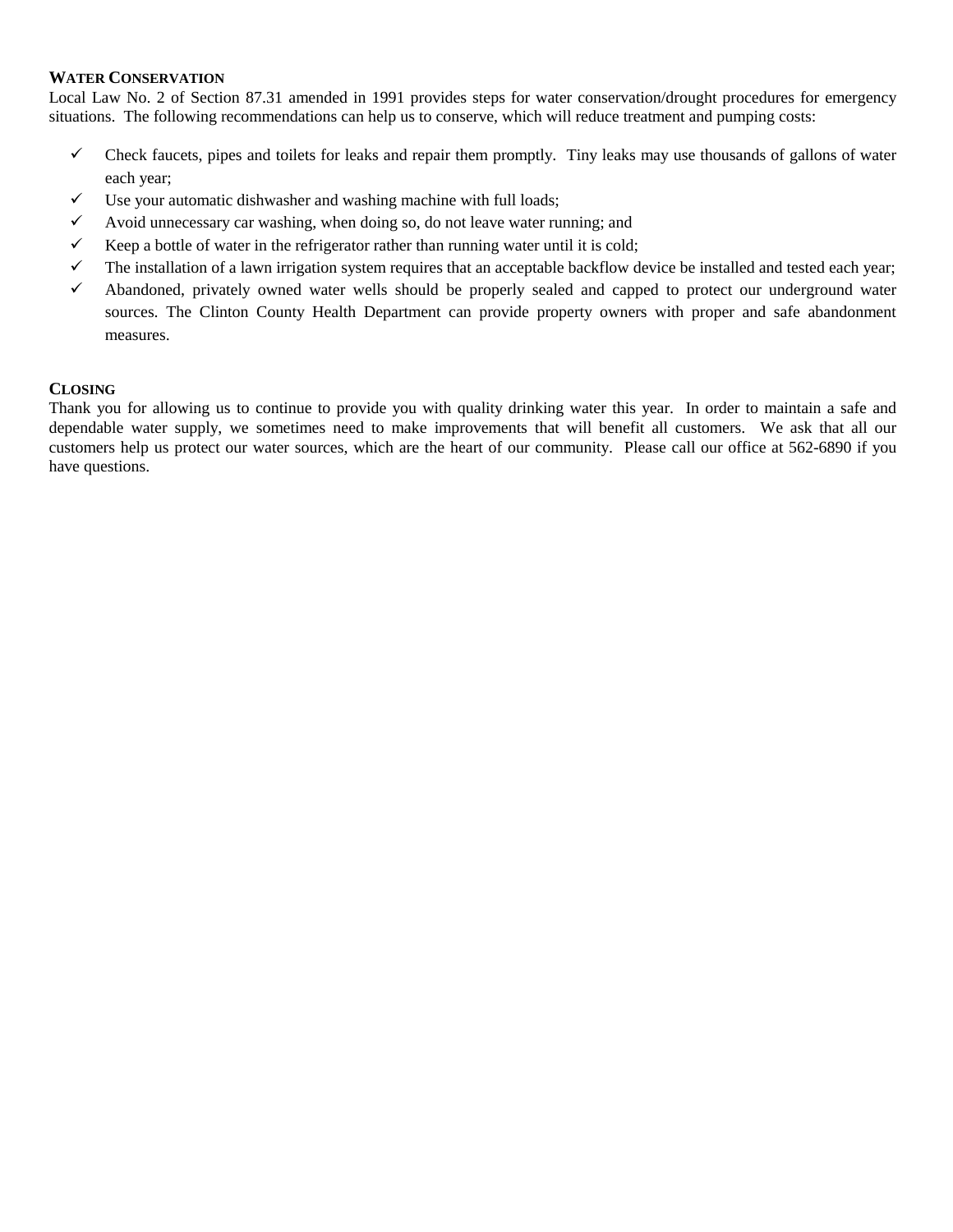## WATER CONSERVATION

Local Law No. 2 of Section 87.31 amended in 1991 provides steps for water conservation/drought procedures for emergency situations. The following recommendations can help us to conserve, which will reduce treatment and pumping costs:

- ✓ Check faucets, pipes and toilets for leaks and repair them promptly. Tiny leaks may use thousands of gallons of water each year;
- ✓ Use your automatic dishwasher and washing machine with full loads;
- ✓ Avoid unnecessary car washing, when doing so, do not leave water running; and
- ✓ Keep a bottle of water in the refrigerator rather than running water until it is cold;
- ✓ The installation of a lawn irrigation system requires that an acceptable backflow device be installed and tested each year;
- ✓ Abandoned, privately owned water wells should be properly sealed and capped to protect our underground water sources. The Clinton County Health Department can provide property owners with proper and safe abandonment measures.

## CLOSING

Thank you for allowing us to continue to provide you with quality drinking water this year. In order to maintain a safe and dependable water supply, we sometimes need to make improvements that will benefit all customers. We ask that all our customers help us protect our water sources, which are the heart of our community. Please call our office at 562-6890 if you have questions.